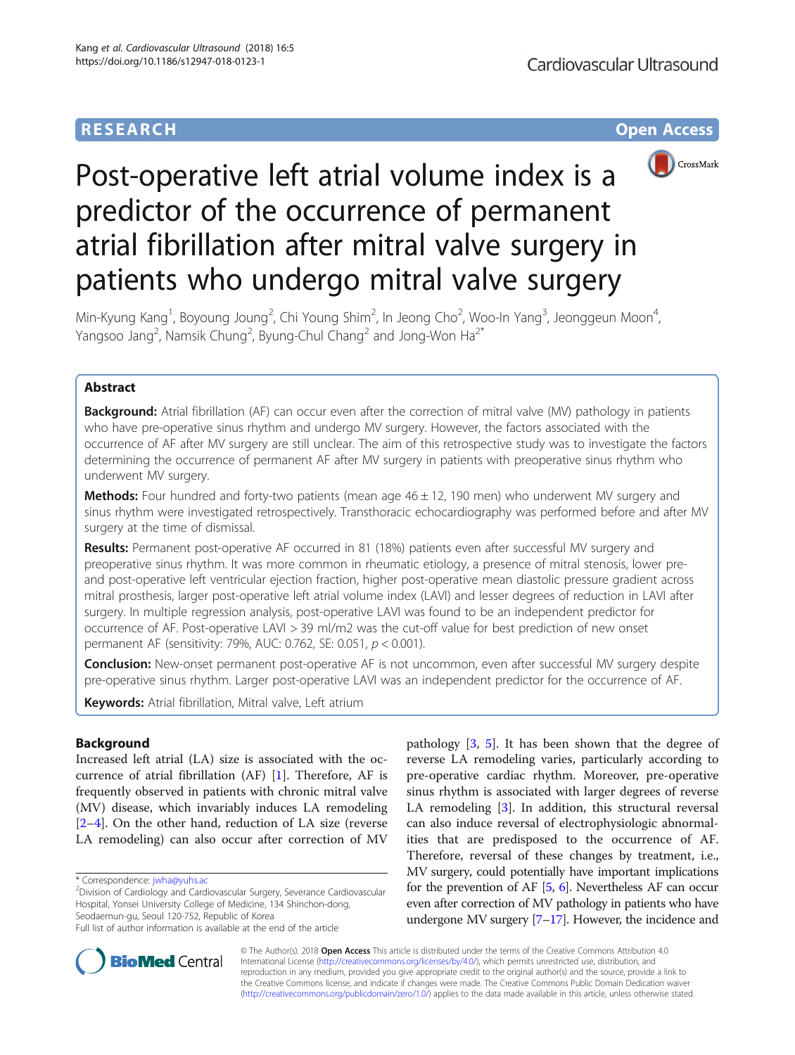RESEARCH Open Access

# Post-operative left atrial volume index is a predictor of the occurrence of permanent atrial fibrillation after mitral valve surgery in patients who undergo mitral valve surgery

Min-Kyung Kang[1], Boyoung Joung[2], Chi Young Shim[2], In Jeong Cho[2], Woo-In Yang[3], Jeonggeun Moon[4], Yangsoo Jang[2], Namsik Chung[2], Byung-Chul Chang[2] and Jong-Won Ha[2*]

## Abstract

**Background:** Atrial fibrillation (AF) can occur even after the correction of mitral valve (MV) pathology in patients who have pre-operative sinus rhythm and undergo MV surgery. However, the factors associated with the occurrence of AF after MV surgery are still unclear. The aim of this retrospective study was to investigate the factors determining the occurrence of permanent AF after MV surgery in patients with preoperative sinus rhythm who underwent MV surgery.

**Methods:** Four hundred and forty-two patients (mean age 46 ± 12, 190 men) who underwent MV surgery and sinus rhythm were investigated retrospectively. Transthoracic echocardiography was performed before and after MV surgery at the time of dismissal.

**Results:** Permanent post-operative AF occurred in 81 (18%) patients even after successful MV surgery and preoperative sinus rhythm. It was more common in rheumatic etiology, a presence of mitral stenosis, lower pre- and post-operative left ventricular ejection fraction, higher post-operative mean diastolic pressure gradient across mitral prosthesis, larger post-operative left atrial volume index (LAVI) and lesser degrees of reduction in LAVI after surgery. In multiple regression analysis, post-operative LAVI was found to be an independent predictor for occurrence of AF. Post-operative LAVI > 39 ml/m2 was the cut-off value for best prediction of new onset permanent AF (sensitivity: 79%, AUC: 0.762, SE: 0.051, $p < 0.001$).

**Conclusion:** New-onset permanent post-operative AF is not uncommon, even after successful MV surgery despite pre-operative sinus rhythm. Larger post-operative LAVI was an independent predictor for the occurrence of AF.

**Keywords:** Atrial fibrillation, Mitral valve, Left atrium

## Background

Increased left atrial (LA) size is associated with the occurrence of atrial fibrillation (AF) [1]. Therefore, AF is frequently observed in patients with chronic mitral valve (MV) disease, which invariably induces LA remodeling [2–4]. On the other hand, reduction of LA size (reverse LA remodeling) can also occur after correction of MV pathology [3, 5]. It has been shown that the degree of reverse LA remodeling varies, particularly according to pre-operative cardiac rhythm. Moreover, pre-operative sinus rhythm is associated with larger degrees of reverse LA remodeling [3]. In addition, this structural reversal can also induce reversal of electrophysiologic abnormalities that are predisposed to the occurrence of AF. Therefore, reversal of these changes by treatment, i.e., MV surgery, could potentially have important implications for the prevention of AF [5, 6]. Nevertheless AF can occur even after correction of MV pathology in patients who have undergone MV surgery [7–17]. However, the incidence and

* Correspondence: jwha@yuhs.ac
[2] Division of Cardiology and Cardiovascular Surgery, Severance Cardiovascular Hospital, Yonsei University College of Medicine, 134 Shinchon-dong, Seodaemun-gu, Seoul 120-752, Republic of Korea
Full list of author information is available at the end of the article

© The Author(s). 2018 **Open Access** This article is distributed under the terms of the Creative Commons Attribution 4.0 International License (http://creativecommons.org/licenses/by/4.0/), which permits unrestricted use, distribution, and reproduction in any medium, provided you give appropriate credit to the original author(s) and the source, provide a link to the Creative Commons license, and indicate if changes were made. The Creative Commons Public Domain Dedication waiver (http://creativecommons.org/publicdomain/zero/1.0/) applies to the data made available in this article, unless otherwise stated.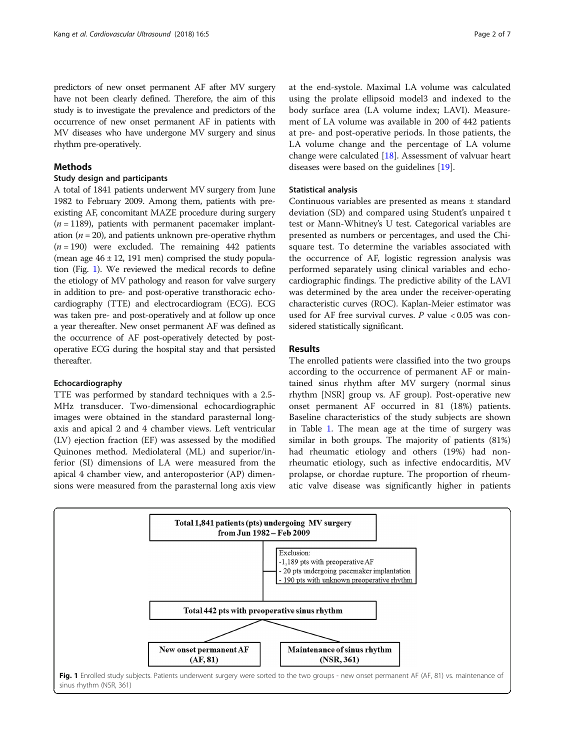predictors of new onset permanent AF after MV surgery have not been clearly defined. Therefore, the aim of this study is to investigate the prevalence and predictors of the occurrence of new onset permanent AF in patients with MV diseases who have undergone MV surgery and sinus rhythm pre-operatively.

## Methods

### Study design and participants

A total of 1841 patients underwent MV surgery from June 1982 to February 2009. Among them, patients with pre-existing AF, concomitant MAZE procedure during surgery ($n = 1189$), patients with permanent pacemaker implantation ($n = 20$), and patients unknown pre-operative rhythm ($n = 190$) were excluded. The remaining 442 patients (mean age 46 ± 12, 191 men) comprised the study population (Fig. 1). We reviewed the medical records to define the etiology of MV pathology and reason for valve surgery in addition to pre- and post-operative transthoracic echocardiography (TTE) and electrocardiogram (ECG). ECG was taken pre- and post-operatively and at follow up once a year thereafter. New onset permanent AF was defined as the occurrence of AF post-operatively detected by post-operative ECG during the hospital stay and that persisted thereafter.

### Echocardiography

TTE was performed by standard techniques with a 2.5-MHz transducer. Two-dimensional echocardiographic images were obtained in the standard parasternal long-axis and apical 2 and 4 chamber views. Left ventricular (LV) ejection fraction (EF) was assessed by the modified Quinones method. Mediolateral (ML) and superior/inferior (SI) dimensions of LA were measured from the apical 4 chamber view, and anteroposterior (AP) dimensions were measured from the parasternal long axis view at the end-systole. Maximal LA volume was calculated using the prolate ellipsoid model3 and indexed to the body surface area (LA volume index; LAVI). Measurement of LA volume was available in 200 of 442 patients at pre- and post-operative periods. In those patients, the LA volume change and the percentage of LA volume change were calculated [18]. Assessment of valvuar heart diseases were based on the guidelines [19].

### Statistical analysis

Continuous variables are presented as means ± standard deviation (SD) and compared using Student's unpaired t test or Mann-Whitney's U test. Categorical variables are presented as numbers or percentages, and used the Chi-square test. To determine the variables associated with the occurrence of AF, logistic regression analysis was performed separately using clinical variables and echocardiographic findings. The predictive ability of the LAVI was determined by the area under the receiver-operating characteristic curves (ROC). Kaplan-Meier estimator was used for AF free survival curves. *P* value < 0.05 was considered statistically significant.

## Results

The enrolled patients were classified into the two groups according to the occurrence of permanent AF or maintained sinus rhythm after MV surgery (normal sinus rhythm [NSR] group vs. AF group). Post-operative new onset permanent AF occurred in 81 (18%) patients. Baseline characteristics of the study subjects are shown in Table 1. The mean age at the time of surgery was similar in both groups. The majority of patients (81%) had rheumatic etiology and others (19%) had non-rheumatic etiology, such as infective endocarditis, MV prolapse, or chordae rupture. The proportion of rheumatic valve disease was significantly higher in patients

**Fig. 1** Enrolled study subjects. Patients underwent surgery were sorted to the two groups - new onset permanent AF (AF, 81) vs. maintenance of sinus rhythm (NSR, 361)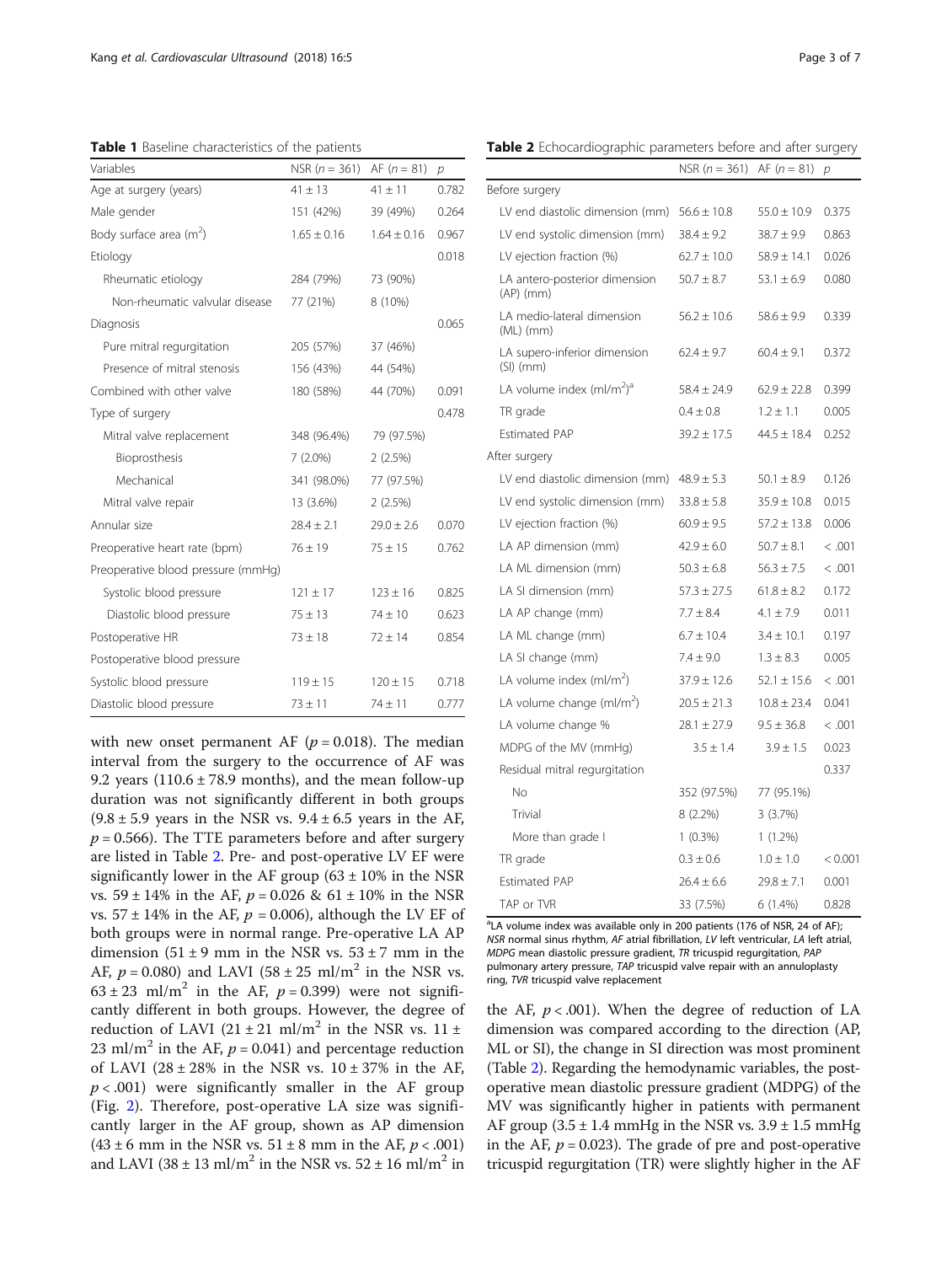**Table 1** Baseline characteristics of the patients

| Variables | NSR ($n$ = 361) | AF ($n$ = 81) | $p$ |
|---|---|---|---|
| Age at surgery (years) | 41 ± 13 | 41 ± 11 | 0.782 |
| Male gender | 151 (42%) | 39 (49%) | 0.264 |
| Body surface area (m$^2$) | 1.65 ± 0.16 | 1.64 ± 0.16 | 0.967 |
| Etiology | | | 0.018 |
| Rheumatic etiology | 284 (79%) | 73 (90%) | |
| Non-rheumatic valvular disease | 77 (21%) | 8 (10%) | |
| Diagnosis | | | 0.065 |
| Pure mitral regurgitation | 205 (57%) | 37 (46%) | |
| Presence of mitral stenosis | 156 (43%) | 44 (54%) | |
| Combined with other valve | 180 (58%) | 44 (70%) | 0.091 |
| Type of surgery | | | 0.478 |
| Mitral valve replacement | 348 (96.4%) | 79 (97.5%) | |
| Bioprosthesis | 7 (2.0%) | 2 (2.5%) | |
| Mechanical | 341 (98.0%) | 77 (97.5%) | |
| Mitral valve repair | 13 (3.6%) | 2 (2.5%) | |
| Annular size | 28.4 ± 2.1 | 29.0 ± 2.6 | 0.070 |
| Preoperative heart rate (bpm) | 76 ± 19 | 75 ± 15 | 0.762 |
| Preoperative blood pressure (mmHg) | | | |
| Systolic blood pressure | 121 ± 17 | 123 ± 16 | 0.825 |
| Diastolic blood pressure | 75 ± 13 | 74 ± 10 | 0.623 |
| Postoperative HR | 73 ± 18 | 72 ± 14 | 0.854 |
| Postoperative blood pressure | | | |
| Systolic blood pressure | 119 ± 15 | 120 ± 15 | 0.718 |
| Diastolic blood pressure | 73 ± 11 | 74 ± 11 | 0.777 |

with new onset permanent AF ($p$ = 0.018). The median interval from the surgery to the occurrence of AF was 9.2 years (110.6 ± 78.9 months), and the mean follow-up duration was not significantly different in both groups (9.8 ± 5.9 years in the NSR vs. 9.4 ± 6.5 years in the AF, $p$ = 0.566). The TTE parameters before and after surgery are listed in Table 2. Pre- and post-operative LV EF were significantly lower in the AF group (63 ± 10% in the NSR vs. 59 ± 14% in the AF, $p$ = 0.026 & 61 ± 10% in the NSR vs. 57 ± 14% in the AF, $p$ = 0.006), although the LV EF of both groups were in normal range. Pre-operative LA AP dimension (51 ± 9 mm in the NSR vs. 53 ± 7 mm in the AF, $p$ = 0.080) and LAVI (58 ± 25 ml/m$^2$ in the NSR vs. 63 ± 23 ml/m$^2$ in the AF, $p$ = 0.399) were not significantly different in both groups. However, the degree of reduction of LAVI (21 ± 21 ml/m$^2$ in the NSR vs. 11 ± 23 ml/m$^2$ in the AF, $p$ = 0.041) and percentage reduction of LAVI (28 ± 28% in the NSR vs. 10 ± 37% in the AF, $p$ < .001) were significantly smaller in the AF group (Fig. 2). Therefore, post-operative LA size was significantly larger in the AF group, shown as AP dimension (43 ± 6 mm in the NSR vs. 51 ± 8 mm in the AF, $p$ < .001) and LAVI (38 ± 13 ml/m$^2$ in the NSR vs. 52 ± 16 ml/m$^2$ in the AF, $p$ < .001). When the degree of reduction of LA dimension was compared according to the direction (AP, ML or SI), the change in SI direction was most prominent (Table 2). Regarding the hemodynamic variables, the post-operative mean diastolic pressure gradient (MDPG) of the MV was significantly higher in patients with permanent AF group (3.5 ± 1.4 mmHg in the NSR vs. 3.9 ± 1.5 mmHg in the AF, $p$ = 0.023). The grade of pre and post-operative tricuspid regurgitation (TR) were slightly higher in the AF

**Table 2** Echocardiographic parameters before and after surgery

| | NSR ($n$ = 361) | AF ($n$ = 81) | $p$ |
|---|---|---|---|
| Before surgery | | | |
| LV end diastolic dimension (mm) | 56.6 ± 10.8 | 55.0 ± 10.9 | 0.375 |
| LV end systolic dimension (mm) | 38.4 ± 9.2 | 38.7 ± 9.9 | 0.863 |
| LV ejection fraction (%) | 62.7 ± 10.0 | 58.9 ± 14.1 | 0.026 |
| LA antero-posterior dimension (AP) (mm) | 50.7 ± 8.7 | 53.1 ± 6.9 | 0.080 |
| LA medio-lateral dimension (ML) (mm) | 56.2 ± 10.6 | 58.6 ± 9.9 | 0.339 |
| LA supero-inferior dimension (SI) (mm) | 62.4 ± 9.7 | 60.4 ± 9.1 | 0.372 |
| LA volume index (ml/m$^2$)[a] | 58.4 ± 24.9 | 62.9 ± 22.8 | 0.399 |
| TR grade | 0.4 ± 0.8 | 1.2 ± 1.1 | 0.005 |
| Estimated PAP | 39.2 ± 17.5 | 44.5 ± 18.4 | 0.252 |
| After surgery | | | |
| LV end diastolic dimension (mm) | 48.9 ± 5.3 | 50.1 ± 8.9 | 0.126 |
| LV end systolic dimension (mm) | 33.8 ± 5.8 | 35.9 ± 10.8 | 0.015 |
| LV ejection fraction (%) | 60.9 ± 9.5 | 57.2 ± 13.8 | 0.006 |
| LA AP dimension (mm) | 42.9 ± 6.0 | 50.7 ± 8.1 | < .001 |
| LA ML dimension (mm) | 50.3 ± 6.8 | 56.3 ± 7.5 | < .001 |
| LA SI dimension (mm) | 57.3 ± 27.5 | 61.8 ± 8.2 | 0.172 |
| LA AP change (mm) | 7.7 ± 8.4 | 4.1 ± 7.9 | 0.011 |
| LA ML change (mm) | 6.7 ± 10.4 | 3.4 ± 10.1 | 0.197 |
| LA SI change (mm) | 7.4 ± 9.0 | 1.3 ± 8.3 | 0.005 |
| LA volume index (ml/m$^2$) | 37.9 ± 12.6 | 52.1 ± 15.6 | < .001 |
| LA volume change (ml/m$^2$) | 20.5 ± 21.3 | 10.8 ± 23.4 | 0.041 |
| LA volume change % | 28.1 ± 27.9 | 9.5 ± 36.8 | < .001 |
| MDPG of the MV (mmHg) | 3.5 ± 1.4 | 3.9 ± 1.5 | 0.023 |
| Residual mitral regurgitation | | | 0.337 |
| No | 352 (97.5%) | 77 (95.1%) | |
| Trivial | 8 (2.2%) | 3 (3.7%) | |
| More than grade I | 1 (0.3%) | 1 (1.2%) | |
| TR grade | 0.3 ± 0.6 | 1.0 ± 1.0 | < 0.001 |
| Estimated PAP | 26.4 ± 6.6 | 29.8 ± 7.1 | 0.001 |
| TAP or TVR | 33 (7.5%) | 6 (1.4%) | 0.828 |

[a]LA volume index was available only in 200 patients (176 of NSR, 24 of AF); *NSR* normal sinus rhythm, *AF* atrial fibrillation, *LV* left ventricular, *LA* left atrial, *MDPG* mean diastolic pressure gradient, *TR* tricuspid regurgitation, *PAP* pulmonary artery pressure, *TAP* tricuspid valve repair with an annuloplasty ring, *TVR* tricuspid valve replacement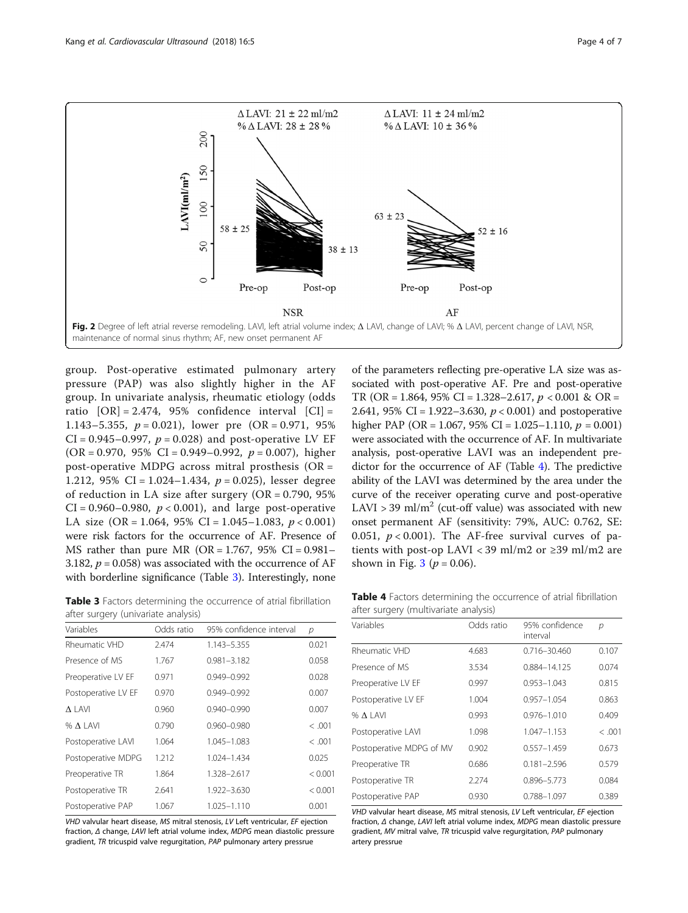Fig. 2 Degree of left atrial reverse remodeling. LAVI, left atrial volume index; Δ LAVI, change of LAVI; % Δ LAVI, percent change of LAVI, NSR, maintenance of normal sinus rhythm; AF, new onset permanent AF

group. Post-operative estimated pulmonary artery pressure (PAP) was also slightly higher in the AF group. In univariate analysis, rheumatic etiology (odds ratio [OR] = 2.474, 95% confidence interval [CI] = 1.143–5.355, $p = 0.021$), lower pre (OR = 0.971, 95% CI = 0.945–0.997, $p = 0.028$) and post-operative LV EF (OR = 0.970, 95% CI = 0.949–0.992, $p = 0.007$), higher post-operative MDPG across mitral prosthesis (OR = 1.212, 95% CI = 1.024–1.434, $p = 0.025$), lesser degree of reduction in LA size after surgery (OR = 0.790, 95% CI = 0.960–0.980, $p < 0.001$), and large post-operative LA size (OR = 1.064, 95% CI = 1.045–1.083, $p < 0.001$) were risk factors for the occurrence of AF. Presence of MS rather than pure MR (OR = 1.767, 95% CI = 0.981–3.182, $p = 0.058$) was associated with the occurrence of AF with borderline significance (Table 3). Interestingly, none of the parameters reflecting pre-operative LA size was associated with post-operative AF. Pre and post-operative TR (OR = 1.864, 95% CI = 1.328–2.617, $p < 0.001$ & OR = 2.641, 95% CI = 1.922–3.630, $p < 0.001$) and postoperative higher PAP (OR = 1.067, 95% CI = 1.025–1.110, $p = 0.001$) were associated with the occurrence of AF. In multivariate analysis, post-operative LAVI was an independent predictor for the occurrence of AF (Table 4). The predictive ability of the LAVI was determined by the area under the curve of the receiver operating curve and post-operative LAVI > 39 ml/m$^2$ (cut-off value) was associated with new onset permanent AF (sensitivity: 79%, AUC: 0.762, SE: 0.051, $p < 0.001$). The AF-free survival curves of patients with post-op LAVI < 39 ml/m2 or ≥39 ml/m2 are shown in Fig. 3 ($p = 0.06$).

**Table 3** Factors determining the occurrence of atrial fibrillation after surgery (univariate analysis)

| Variables | Odds ratio | 95% confidence interval | p |
|---|---|---|---|
| Rheumatic VHD | 2.474 | 1.143–5.355 | 0.021 |
| Presence of MS | 1.767 | 0.981–3.182 | 0.058 |
| Preoperative LV EF | 0.971 | 0.949–0.992 | 0.028 |
| Postoperative LV EF | 0.970 | 0.949–0.992 | 0.007 |
| Δ LAVI | 0.960 | 0.940–0.990 | 0.007 |
| % Δ LAVI | 0.790 | 0.960–0.980 | < .001 |
| Postoperative LAVI | 1.064 | 1.045–1.083 | < .001 |
| Postoperative MDPG | 1.212 | 1.024–1.434 | 0.025 |
| Preoperative TR | 1.864 | 1.328–2.617 | < 0.001 |
| Postoperative TR | 2.641 | 1.922–3.630 | < 0.001 |
| Postoperative PAP | 1.067 | 1.025–1.110 | 0.001 |

*VHD* valvular heart disease, *MS* mitral stenosis, *LV* Left ventricular, *EF* ejection fraction, *Δ* change, *LAVI* left atrial volume index, *MDPG* mean diastolic pressure gradient, *TR* tricuspid valve regurgitation, *PAP* pulmonary artery pressrue

**Table 4** Factors determining the occurrence of atrial fibrillation after surgery (multivariate analysis)

| Variables | Odds ratio | 95% confidence interval | p |
|---|---|---|---|
| Rheumatic VHD | 4.683 | 0.716–30.460 | 0.107 |
| Presence of MS | 3.534 | 0.884–14.125 | 0.074 |
| Preoperative LV EF | 0.997 | 0.953–1.043 | 0.815 |
| Postoperative LV EF | 1.004 | 0.957–1.054 | 0.863 |
| % Δ LAVI | 0.993 | 0.976–1.010 | 0.409 |
| Postoperative LAVI | 1.098 | 1.047–1.153 | < .001 |
| Postoperative MDPG of MV | 0.902 | 0.557–1.459 | 0.673 |
| Preoperative TR | 0.686 | 0.181–2.596 | 0.579 |
| Postoperative TR | 2.274 | 0.896–5.773 | 0.084 |
| Postoperative PAP | 0.930 | 0.788–1.097 | 0.389 |

*VHD* valvular heart disease, *MS* mitral stenosis, *LV* Left ventricular, *EF* ejection fraction, *Δ* change, *LAVI* left atrial volume index, *MDPG* mean diastolic pressure gradient, *MV* mitral valve, *TR* tricuspid valve regurgitation, *PAP* pulmonary artery pressrue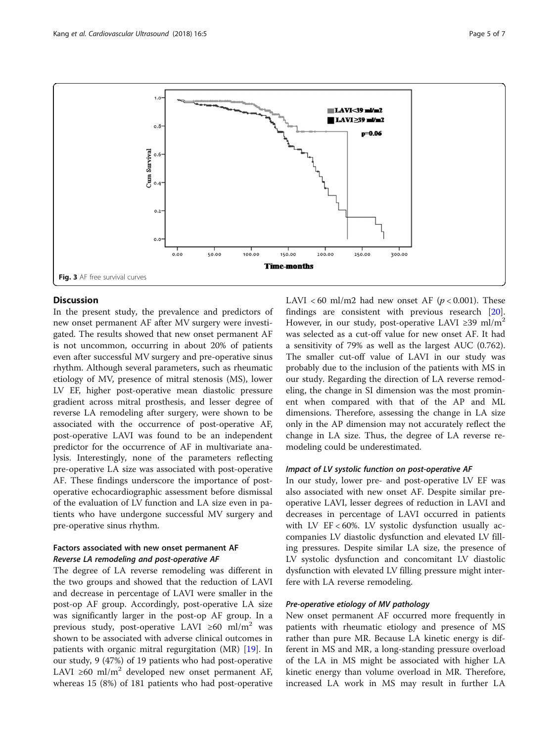Fig. 3 AF free survival curves

## Discussion

In the present study, the prevalence and predictors of new onset permanent AF after MV surgery were investigated. The results showed that new onset permanent AF is not uncommon, occurring in about 20% of patients even after successful MV surgery and pre-operative sinus rhythm. Although several parameters, such as rheumatic etiology of MV, presence of mitral stenosis (MS), lower LV EF, higher post-operative mean diastolic pressure gradient across mitral prosthesis, and lesser degree of reverse LA remodeling after surgery, were shown to be associated with the occurrence of post-operative AF, post-operative LAVI was found to be an independent predictor for the occurrence of AF in multivariate analysis. Interestingly, none of the parameters reflecting pre-operative LA size was associated with post-operative AF. These findings underscore the importance of post-operative echocardiographic assessment before dismissal of the evaluation of LV function and LA size even in patients who have undergone successful MV surgery and pre-operative sinus rhythm.

### Factors associated with new onset permanent AF

#### *Reverse LA remodeling and post-operative AF*

The degree of LA reverse remodeling was different in the two groups and showed that the reduction of LAVI and decrease in percentage of LAVI were smaller in the post-op AF group. Accordingly, post-operative LA size was significantly larger in the post-op AF group. In a previous study, post-operative LAVI $\geq 60$ ml/m$^2$ was shown to be associated with adverse clinical outcomes in patients with organic mitral regurgitation (MR) [19]. In our study, 9 (47%) of 19 patients who had post-operative LAVI $\geq 60$ ml/m$^2$ developed new onset permanent AF, whereas 15 (8%) of 181 patients who had post-operative LAVI < 60 ml/m2 had new onset AF ($p < 0.001$). These findings are consistent with previous research [20]. However, in our study, post-operative LAVI $\geq 39$ ml/m$^2$ was selected as a cut-off value for new onset AF. It had a sensitivity of 79% as well as the largest AUC (0.762). The smaller cut-off value of LAVI in our study was probably due to the inclusion of the patients with MS in our study. Regarding the direction of LA reverse remodeling, the change in SI dimension was the most prominent when compared with that of the AP and ML dimensions. Therefore, assessing the change in LA size only in the AP dimension may not accurately reflect the change in LA size. Thus, the degree of LA reverse remodeling could be underestimated.

#### *Impact of LV systolic function on post-operative AF*

In our study, lower pre- and post-operative LV EF was also associated with new onset AF. Despite similar pre-operative LAVI, lesser degrees of reduction in LAVI and decreases in percentage of LAVI occurred in patients with LV EF < 60%. LV systolic dysfunction usually accompanies LV diastolic dysfunction and elevated LV filling pressures. Despite similar LA size, the presence of LV systolic dysfunction and concomitant LV diastolic dysfunction with elevated LV filling pressure might interfere with LA reverse remodeling.

#### *Pre-operative etiology of MV pathology*

New onset permanent AF occurred more frequently in patients with rheumatic etiology and presence of MS rather than pure MR. Because LA kinetic energy is different in MS and MR, a long-standing pressure overload of the LA in MS might be associated with higher LA kinetic energy than volume overload in MR. Therefore, increased LA work in MS may result in further LA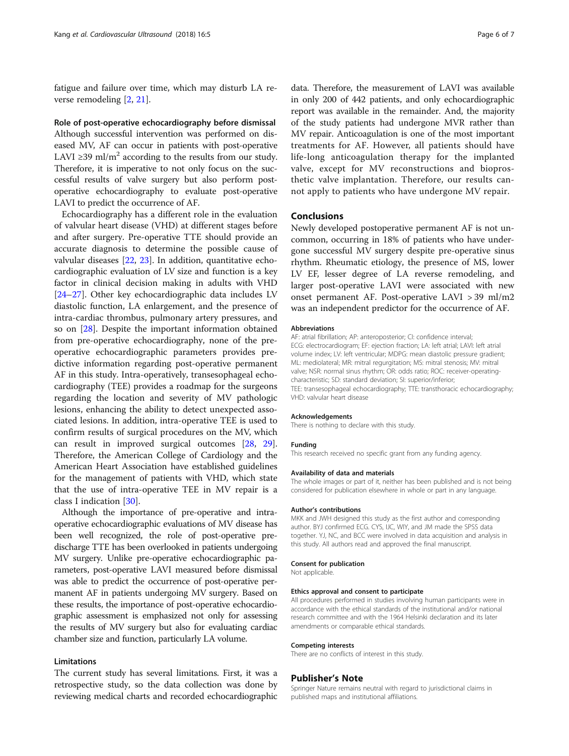fatigue and failure over time, which may disturb LA reverse remodeling [2, 21].

### Role of post-operative echocardiography before dismissal

Although successful intervention was performed on diseased MV, AF can occur in patients with post-operative LAVI ≥39 ml/m$^2$ according to the results from our study. Therefore, it is imperative to not only focus on the successful results of valve surgery but also perform post-operative echocardiography to evaluate post-operative LAVI to predict the occurrence of AF.

Echocardiography has a different role in the evaluation of valvular heart disease (VHD) at different stages before and after surgery. Pre-operative TTE should provide an accurate diagnosis to determine the possible cause of valvular diseases [22, 23]. In addition, quantitative echocardiographic evaluation of LV size and function is a key factor in clinical decision making in adults with VHD [24–27]. Other key echocardiographic data includes LV diastolic function, LA enlargement, and the presence of intra-cardiac thrombus, pulmonary artery pressures, and so on [28]. Despite the important information obtained from pre-operative echocardiography, none of the pre-operative echocardiographic parameters provides predictive information regarding post-operative permanent AF in this study. Intra-operatively, transesophageal echocardiography (TEE) provides a roadmap for the surgeons regarding the location and severity of MV pathologic lesions, enhancing the ability to detect unexpected associated lesions. In addition, intra-operative TEE is used to confirm results of surgical procedures on the MV, which can result in improved surgical outcomes [28, 29]. Therefore, the American College of Cardiology and the American Heart Association have established guidelines for the management of patients with VHD, which state that the use of intra-operative TEE in MV repair is a class I indication [30].

Although the importance of pre-operative and intra-operative echocardiographic evaluations of MV disease has been well recognized, the role of post-operative pre-discharge TTE has been overlooked in patients undergoing MV surgery. Unlike pre-operative echocardiographic parameters, post-operative LAVI measured before dismissal was able to predict the occurrence of post-operative permanent AF in patients undergoing MV surgery. Based on these results, the importance of post-operative echocardiographic assessment is emphasized not only for assessing the results of MV surgery but also for evaluating cardiac chamber size and function, particularly LA volume.

### Limitations

The current study has several limitations. First, it was a retrospective study, so the data collection was done by reviewing medical charts and recorded echocardiographic data. Therefore, the measurement of LAVI was available in only 200 of 442 patients, and only echocardiographic report was available in the remainder. And, the majority of the study patients had undergone MVR rather than MV repair. Anticoagulation is one of the most important treatments for AF. However, all patients should have life-long anticoagulation therapy for the implanted valve, except for MV reconstructions and bioprosthetic valve implantation. Therefore, our results cannot apply to patients who have undergone MV repair.

## Conclusions

Newly developed postoperative permanent AF is not uncommon, occurring in 18% of patients who have undergone successful MV surgery despite pre-operative sinus rhythm. Rheumatic etiology, the presence of MS, lower LV EF, lesser degree of LA reverse remodeling, and larger post-operative LAVI were associated with new onset permanent AF. Post-operative LAVI > 39 ml/m2 was an independent predictor for the occurrence of AF.

#### Abbreviations

AF: atrial fibrillation; AP: anteroposterior; CI: confidence interval; ECG: electrocardiogram; EF: ejection fraction; LA: left atrial; LAVI: left atrial volume index; LV: left ventricular; MDPG: mean diastolic pressure gradient; ML: mediolateral; MR: mitral regurgitation; MS: mitral stenosis; MV: mitral valve; NSR: normal sinus rhythm; OR: odds ratio; ROC: receiver-operating-characteristic; SD: standard deviation; SI: superior/inferior; TEE: transesophageal echocardiography; TTE: transthoracic echocardiography; VHD: valvular heart disease

#### Acknowledgements

There is nothing to declare with this study.

#### Funding

This research received no specific grant from any funding agency.

#### Availability of data and materials

The whole images or part of it, neither has been published and is not being considered for publication elsewhere in whole or part in any language.

#### Author's contributions

MKK and JWH designed this study as the first author and corresponding author. BYJ confirmed ECG. CYS, IJC, WIY, and JM made the SPSS data together. YJ, NC, and BCC were involved in data acquisition and analysis in this study. All authors read and approved the final manuscript.

#### Consent for publication

Not applicable.

#### Ethics approval and consent to participate

All procedures performed in studies involving human participants were in accordance with the ethical standards of the institutional and/or national research committee and with the 1964 Helsinki declaration and its later amendments or comparable ethical standards.

#### Competing interests

There are no conflicts of interest in this study.

## Publisher's Note

Springer Nature remains neutral with regard to jurisdictional claims in published maps and institutional affiliations.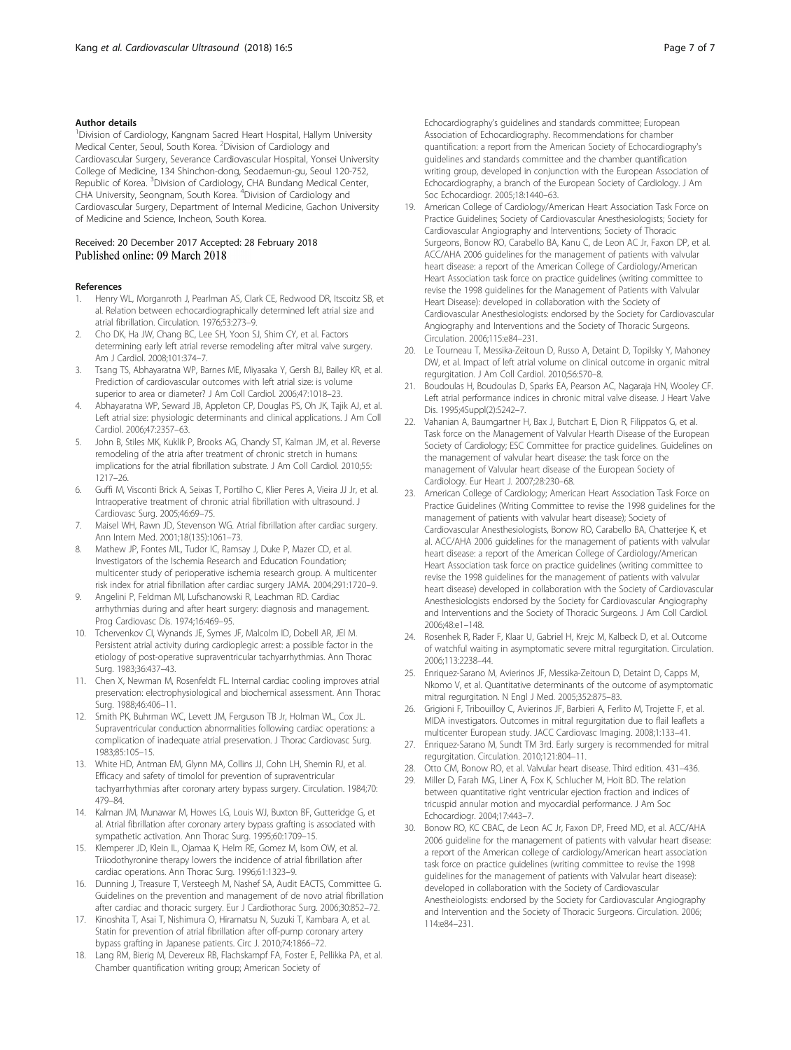#### Author details

[1]Division of Cardiology, Kangnam Sacred Heart Hospital, Hallym University Medical Center, Seoul, South Korea. [2]Division of Cardiology and Cardiovascular Surgery, Severance Cardiovascular Hospital, Yonsei University College of Medicine, 134 Shinchon-dong, Seodaemun-gu, Seoul 120-752, Republic of Korea. [3]Division of Cardiology, CHA Bundang Medical Center, CHA University, Seongnam, South Korea. [4]Division of Cardiology and Cardiovascular Surgery, Department of Internal Medicine, Gachon University of Medicine and Science, Incheon, South Korea.

Received: 20 December 2017 Accepted: 28 February 2018
Published online: 09 March 2018

#### References

1. Henry WL, Morganroth J, Pearlman AS, Clark CE, Redwood DR, Itscoitz SB, et al. Relation between echocardiographically determined left atrial size and atrial fibrillation. Circulation. 1976;53:273–9.
2. Cho DK, Ha JW, Chang BC, Lee SH, Yoon SJ, Shim CY, et al. Factors determining early left atrial reverse remodeling after mitral valve surgery. Am J Cardiol. 2008;101:374–7.
3. Tsang TS, Abhayaratna WP, Barnes ME, Miyasaka Y, Gersh BJ, Bailey KR, et al. Prediction of cardiovascular outcomes with left atrial size: is volume superior to area or diameter? J Am Coll Cardiol. 2006;47:1018–23.
4. Abhayaratna WP, Seward JB, Appleton CP, Douglas PS, Oh JK, Tajik AJ, et al. Left atrial size: physiologic determinants and clinical applications. J Am Coll Cardiol. 2006;47:2357–63.
5. John B, Stiles MK, Kuklik P, Brooks AG, Chandy ST, Kalman JM, et al. Reverse remodeling of the atria after treatment of chronic stretch in humans: implications for the atrial fibrillation substrate. J Am Coll Cardiol. 2010;55: 1217–26.
6. Guffi M, Visconti Brick A, Seixas T, Portilho C, Klier Peres A, Vieira JJ Jr, et al. Intraoperative treatment of chronic atrial fibrillation with ultrasound. J Cardiovasc Surg. 2005;46:69–75.
7. Maisel WH, Rawn JD, Stevenson WG. Atrial fibrillation after cardiac surgery. Ann Intern Med. 2001;18(135):1061–73.
8. Mathew JP, Fontes ML, Tudor IC, Ramsay J, Duke P, Mazer CD, et al. Investigators of the Ischemia Research and Education Foundation; multicenter study of perioperative ischemia research group. A multicenter risk index for atrial fibrillation after cardiac surgery JAMA. 2004;291:1720–9.
9. Angelini P, Feldman MI, Lufschanowski R, Leachman RD. Cardiac arrhythmias during and after heart surgery: diagnosis and management. Prog Cardiovasc Dis. 1974;16:469–95.
10. Tchervenkov CI, Wynands JE, Symes JF, Malcolm ID, Dobell AR, JEl M. Persistent atrial activity during cardioplegic arrest: a possible factor in the etiology of post-operative supraventricular tachyarrhythmias. Ann Thorac Surg. 1983;36:437–43.
11. Chen X, Newman M, Rosenfeldt FL. Internal cardiac cooling improves atrial preservation: electrophysiological and biochemical assessment. Ann Thorac Surg. 1988;46:406–11.
12. Smith PK, Buhrman WC, Levett JM, Ferguson TB Jr, Holman WL, Cox JL. Supraventricular conduction abnormalities following cardiac operations: a complication of inadequate atrial preservation. J Thorac Cardiovasc Surg. 1983;85:105–15.
13. White HD, Antman EM, Glynn MA, Collins JJ, Cohn LH, Shemin RJ, et al. Efficacy and safety of timolol for prevention of supraventricular tachyarrhythmias after coronary artery bypass surgery. Circulation. 1984;70: 479–84.
14. Kalman JM, Munawar M, Howes LG, Louis WJ, Buxton BF, Gutteridge G, et al. Atrial fibrillation after coronary artery bypass grafting is associated with sympathetic activation. Ann Thorac Surg. 1995;60:1709–15.
15. Klemperer JD, Klein IL, Ojamaa K, Helm RE, Gomez M, Isom OW, et al. Triiodothyronine therapy lowers the incidence of atrial fibrillation after cardiac operations. Ann Thorac Surg. 1996;61:1323–9.
16. Dunning J, Treasure T, Versteegh M, Nashef SA, Audit EACTS, Committee G. Guidelines on the prevention and management of de novo atrial fibrillation after cardiac and thoracic surgery. Eur J Cardiothorac Surg. 2006;30:852–72.
17. Kinoshita T, Asai T, Nishimura O, Hiramatsu N, Suzuki T, Kambara A, et al. Statin for prevention of atrial fibrillation after off-pump coronary artery bypass grafting in Japanese patients. Circ J. 2010;74:1866–72.
18. Lang RM, Bierig M, Devereux RB, Flachskampf FA, Foster E, Pellikka PA, et al. Chamber quantification writing group; American Society of Echocardiography's guidelines and standards committee; European Association of Echocardiography. Recommendations for chamber quantification: a report from the American Society of Echocardiography's guidelines and standards committee and the chamber quantification writing group, developed in conjunction with the European Association of Echocardiography, a branch of the European Society of Cardiology. J Am Soc Echocardiogr. 2005;18:1440–63.
19. American College of Cardiology/American Heart Association Task Force on Practice Guidelines; Society of Cardiovascular Anesthesiologists; Society for Cardiovascular Angiography and Interventions; Society of Thoracic Surgeons, Bonow RO, Carabello BA, Kanu C, de Leon AC Jr, Faxon DP, et al. ACC/AHA 2006 guidelines for the management of patients with valvular heart disease: a report of the American College of Cardiology/American Heart Association task force on practice guidelines (writing committee to revise the 1998 guidelines for the Management of Patients with Valvular Heart Disease): developed in collaboration with the Society of Cardiovascular Anesthesiologists: endorsed by the Society for Cardiovascular Angiography and Interventions and the Society of Thoracic Surgeons. Circulation. 2006;115:e84–231.
20. Le Tourneau T, Messika-Zeitoun D, Russo A, Detaint D, Topilsky Y, Mahoney DW, et al. Impact of left atrial volume on clinical outcome in organic mitral regurgitation. J Am Coll Cardiol. 2010;56:570–8.
21. Boudoulas H, Boudoulas D, Sparks EA, Pearson AC, Nagaraja HN, Wooley CF. Left atrial performance indices in chronic mitral valve disease. J Heart Valve Dis. 1995;4Suppl(2):S242–7.
22. Vahanian A, Baumgartner H, Bax J, Butchart E, Dion R, Filippatos G, et al. Task force on the Management of Valvular Hearth Disease of the European Society of Cardiology; ESC Committee for practice guidelines. Guidelines on the management of valvular heart disease: the task force on the management of Valvular heart disease of the European Society of Cardiology. Eur Heart J. 2007;28:230–68.
23. American College of Cardiology; American Heart Association Task Force on Practice Guidelines (Writing Committee to revise the 1998 guidelines for the management of patients with valvular heart disease); Society of Cardiovascular Anesthesiologists, Bonow RO, Carabello BA, Chatterjee K, et al. ACC/AHA 2006 guidelines for the management of patients with valvular heart disease: a report of the American College of Cardiology/American Heart Association task force on practice guidelines (writing committee to revise the 1998 guidelines for the management of patients with valvular heart disease) developed in collaboration with the Society of Cardiovascular Anesthesiologists endorsed by the Society for Cardiovascular Angiography and Interventions and the Society of Thoracic Surgeons. J Am Coll Cardiol. 2006;48:e1–148.
24. Rosenhek R, Rader F, Klaar U, Gabriel H, Krejc M, Kalbeck D, et al. Outcome of watchful waiting in asymptomatic severe mitral regurgitation. Circulation. 2006;113:2238–44.
25. Enriquez-Sarano M, Avierinos JF, Messika-Zeitoun D, Detaint D, Capps M, Nkomo V, et al. Quantitative determinants of the outcome of asymptomatic mitral regurgitation. N Engl J Med. 2005;352:875–83.
26. Grigioni F, Tribouilloy C, Avierinos JF, Barbieri A, Ferlito M, Trojette F, et al. MIDA investigators. Outcomes in mitral regurgitation due to flail leaflets a multicenter European study. JACC Cardiovasc Imaging. 2008;1:133–41.
27. Enriquez-Sarano M, Sundt TM 3rd. Early surgery is recommended for mitral regurgitation. Circulation. 2010;121:804–11.
28. Otto CM, Bonow RO, et al. Valvular heart disease. Third edition. 431–436.
29. Miller D, Farah MG, Liner A, Fox K, Schlucher M, Hoit BD. The relation between quantitative right ventricular ejection fraction and indices of tricuspid annular motion and myocardial performance. J Am Soc Echocardiogr. 2004;17:443–7.
30. Bonow RO, KC CBAC, de Leon AC Jr, Faxon DP, Freed MD, et al. ACC/AHA 2006 guideline for the management of patients with valvular heart disease: a report of the American college of cardiology/American heart association task force on practice guidelines (writing committee to revise the 1998 guidelines for the management of patients with Valvular heart disease): developed in collaboration with the Society of Cardiovascular Anestheiologists: endorsed by the Society for Cardiovascular Angiography and Intervention and the Society of Thoracic Surgeons. Circulation. 2006; 114:e84–231.